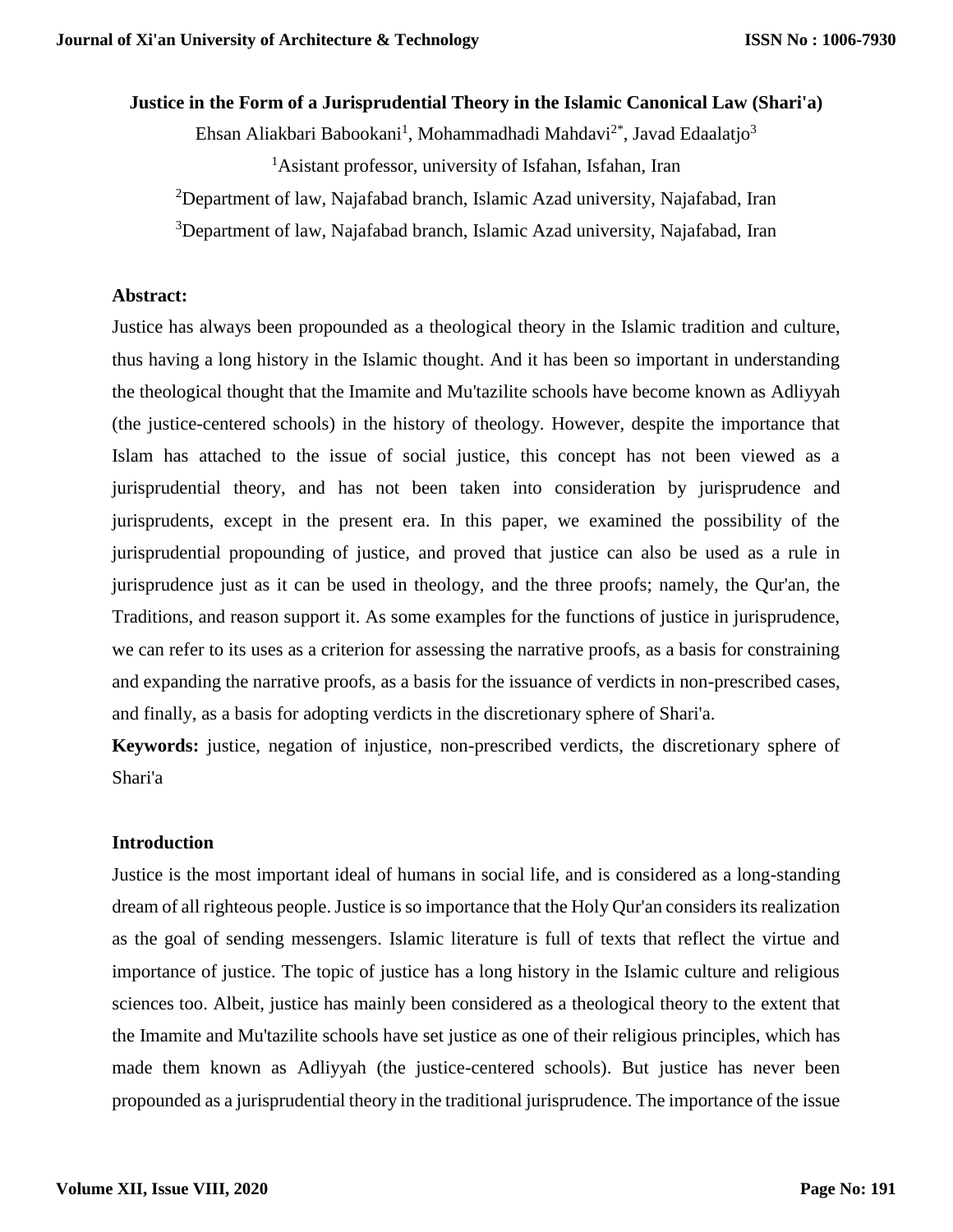# Justice in the Form of a Jurisprudential Theory in the Islamic Canonical Law (Shari'a)

Ehsan Aliakbari Babookani[1], Mohammadhadi Mahdavi[2*], Javad Edaalatjo[3]

[1]Asistant professor, university of Isfahan, Isfahan, Iran

[2]Department of law, Najafabad branch, Islamic Azad university, Najafabad, Iran

[3]Department of law, Najafabad branch, Islamic Azad university, Najafabad, Iran

## Abstract:

Justice has always been propounded as a theological theory in the Islamic tradition and culture, thus having a long history in the Islamic thought. And it has been so important in understanding the theological thought that the Imamite and Mu'tazilite schools have become known as Adliyyah (the justice-centered schools) in the history of theology. However, despite the importance that Islam has attached to the issue of social justice, this concept has not been viewed as a jurisprudential theory, and has not been taken into consideration by jurisprudence and jurisprudents, except in the present era. In this paper, we examined the possibility of the jurisprudential propounding of justice, and proved that justice can also be used as a rule in jurisprudence just as it can be used in theology, and the three proofs; namely, the Qur'an, the Traditions, and reason support it. As some examples for the functions of justice in jurisprudence, we can refer to its uses as a criterion for assessing the narrative proofs, as a basis for constraining and expanding the narrative proofs, as a basis for the issuance of verdicts in non-prescribed cases, and finally, as a basis for adopting verdicts in the discretionary sphere of Shari'a.

**Keywords:** justice, negation of injustice, non-prescribed verdicts, the discretionary sphere of Shari'a

## Introduction

Justice is the most important ideal of humans in social life, and is considered as a long-standing dream of all righteous people. Justice is so importance that the Holy Qur'an considers its realization as the goal of sending messengers. Islamic literature is full of texts that reflect the virtue and importance of justice. The topic of justice has a long history in the Islamic culture and religious sciences too. Albeit, justice has mainly been considered as a theological theory to the extent that the Imamite and Mu'tazilite schools have set justice as one of their religious principles, which has made them known as Adliyyah (the justice-centered schools). But justice has never been propounded as a jurisprudential theory in the traditional jurisprudence. The importance of the issue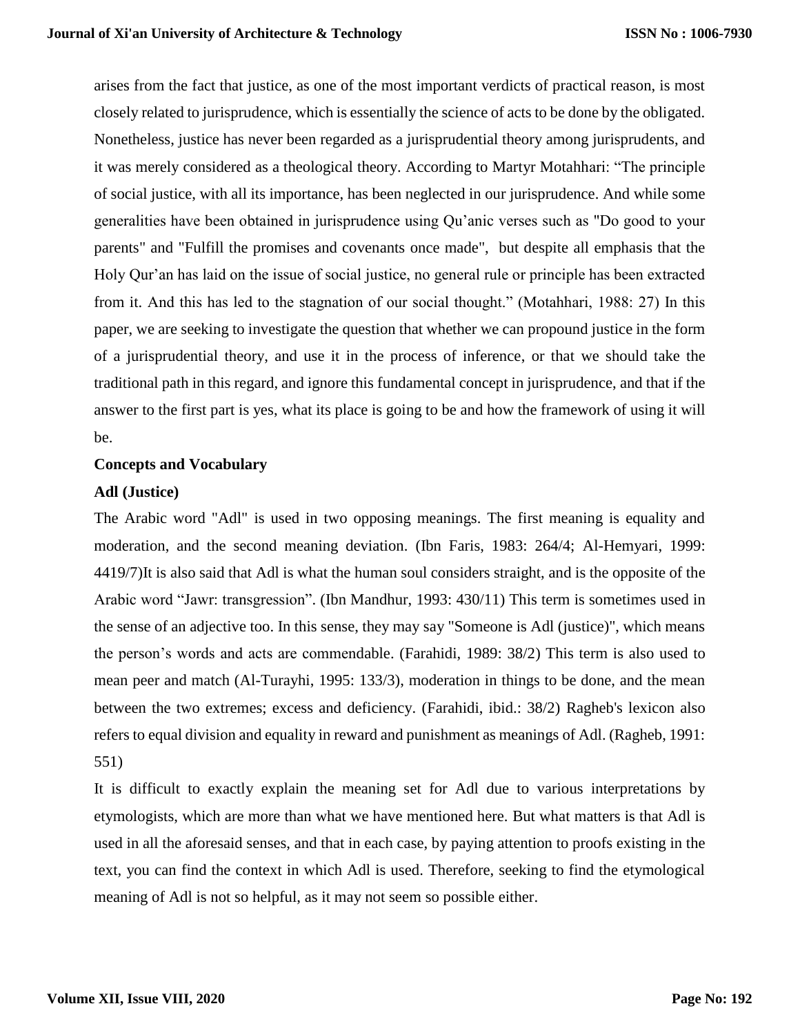arises from the fact that justice, as one of the most important verdicts of practical reason, is most closely related to jurisprudence, which is essentially the science of acts to be done by the obligated. Nonetheless, justice has never been regarded as a jurisprudential theory among jurisprudents, and it was merely considered as a theological theory. According to Martyr Motahhari: “The principle of social justice, with all its importance, has been neglected in our jurisprudence. And while some generalities have been obtained in jurisprudence using Qu’anic verses such as "Do good to your parents" and "Fulfill the promises and covenants once made", but despite all emphasis that the Holy Qur’an has laid on the issue of social justice, no general rule or principle has been extracted from it. And this has led to the stagnation of our social thought.” (Motahhari, 1988: 27) In this paper, we are seeking to investigate the question that whether we can propound justice in the form of a jurisprudential theory, and use it in the process of inference, or that we should take the traditional path in this regard, and ignore this fundamental concept in jurisprudence, and that if the answer to the first part is yes, what its place is going to be and how the framework of using it will be.

**Concepts and Vocabulary**

**Adl (Justice)**

The Arabic word "Adl" is used in two opposing meanings. The first meaning is equality and moderation, and the second meaning deviation. (Ibn Faris, 1983: 264/4; Al-Hemyari, 1999: 4419/7)It is also said that Adl is what the human soul considers straight, and is the opposite of the Arabic word “Jawr: transgression”. (Ibn Mandhur, 1993: 430/11) This term is sometimes used in the sense of an adjective too. In this sense, they may say "Someone is Adl (justice)", which means the person’s words and acts are commendable. (Farahidi, 1989: 38/2) This term is also used to mean peer and match (Al-Turayhi, 1995: 133/3), moderation in things to be done, and the mean between the two extremes; excess and deficiency. (Farahidi, ibid.: 38/2) Ragheb's lexicon also refers to equal division and equality in reward and punishment as meanings of Adl. (Ragheb, 1991: 551)

It is difficult to exactly explain the meaning set for Adl due to various interpretations by etymologists, which are more than what we have mentioned here. But what matters is that Adl is used in all the aforesaid senses, and that in each case, by paying attention to proofs existing in the text, you can find the context in which Adl is used. Therefore, seeking to find the etymological meaning of Adl is not so helpful, as it may not seem so possible either.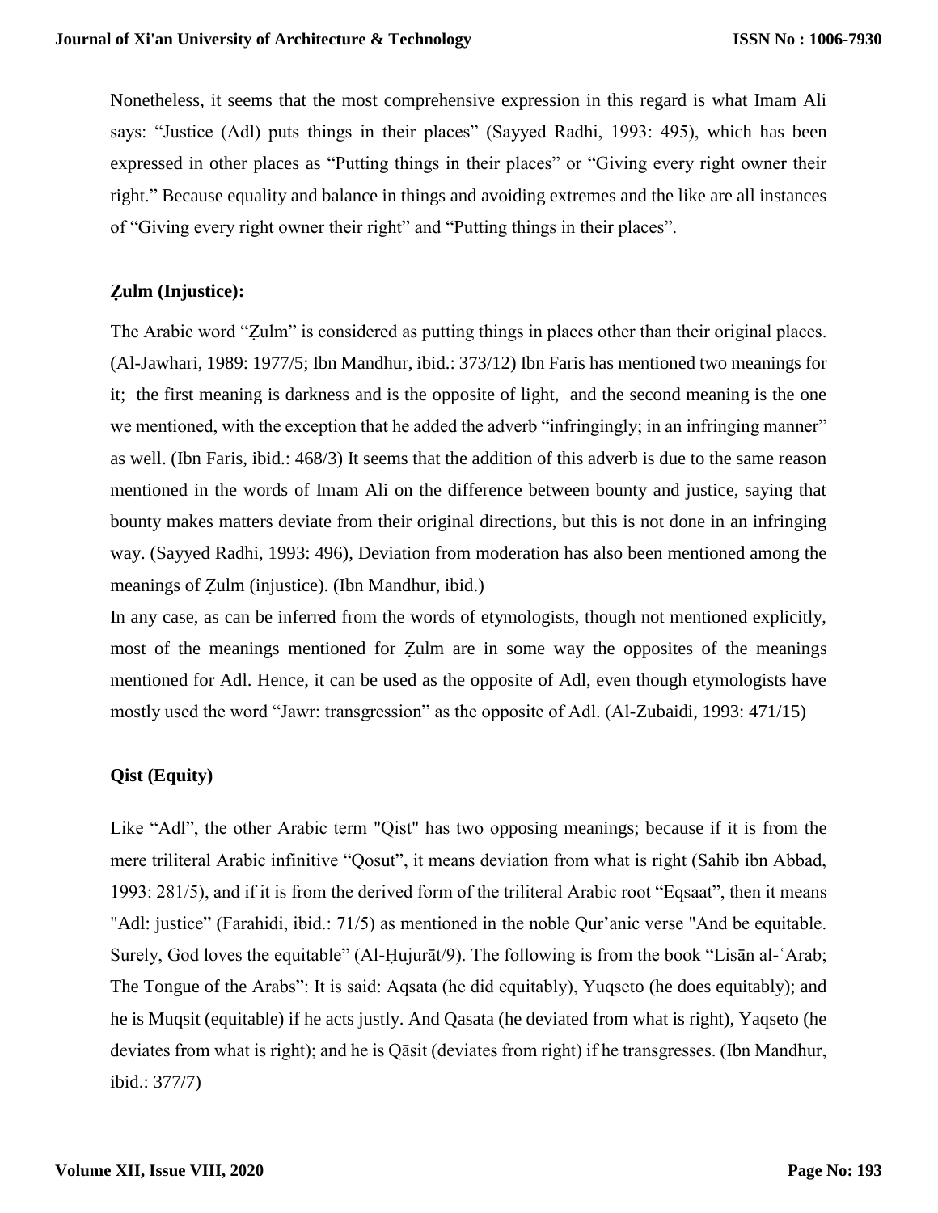Nonetheless, it seems that the most comprehensive expression in this regard is what Imam Ali says: “Justice (Adl) puts things in their places” (Sayyed Radhi, 1993: 495), which has been expressed in other places as “Putting things in their places” or “Giving every right owner their right.” Because equality and balance in things and avoiding extremes and the like are all instances of “Giving every right owner their right” and “Putting things in their places”.

**Ẓulm (Injustice):**

The Arabic word “Ẓulm” is considered as putting things in places other than their original places. (Al-Jawhari, 1989: 1977/5; Ibn Mandhur, ibid.: 373/12) Ibn Faris has mentioned two meanings for it; the first meaning is darkness and is the opposite of light, and the second meaning is the one we mentioned, with the exception that he added the adverb “infringingly; in an infringing manner” as well. (Ibn Faris, ibid.: 468/3) It seems that the addition of this adverb is due to the same reason mentioned in the words of Imam Ali on the difference between bounty and justice, saying that bounty makes matters deviate from their original directions, but this is not done in an infringing way. (Sayyed Radhi, 1993: 496), Deviation from moderation has also been mentioned among the meanings of Ẓulm (injustice). (Ibn Mandhur, ibid.)

In any case, as can be inferred from the words of etymologists, though not mentioned explicitly, most of the meanings mentioned for Ẓulm are in some way the opposites of the meanings mentioned for Adl. Hence, it can be used as the opposite of Adl, even though etymologists have mostly used the word “Jawr: transgression” as the opposite of Adl. (Al-Zubaidi, 1993: 471/15)

**Qist (Equity)**

Like “Adl”, the other Arabic term "Qist" has two opposing meanings; because if it is from the mere triliteral Arabic infinitive “Qosut”, it means deviation from what is right (Sahib ibn Abbad, 1993: 281/5), and if it is from the derived form of the triliteral Arabic root “Eqsaat”, then it means "Adl: justice” (Farahidi, ibid.: 71/5) as mentioned in the noble Qur’anic verse "And be equitable. Surely, God loves the equitable” (Al-Ḥujurāt/9). The following is from the book “Lisān al-ʿArab; The Tongue of the Arabs”: It is said: Aqsata (he did equitably), Yuqseto (he does equitably); and he is Muqsit (equitable) if he acts justly. And Qasata (he deviated from what is right), Yaqseto (he deviates from what is right); and he is Qāsit (deviates from right) if he transgresses. (Ibn Mandhur, ibid.: 377/7)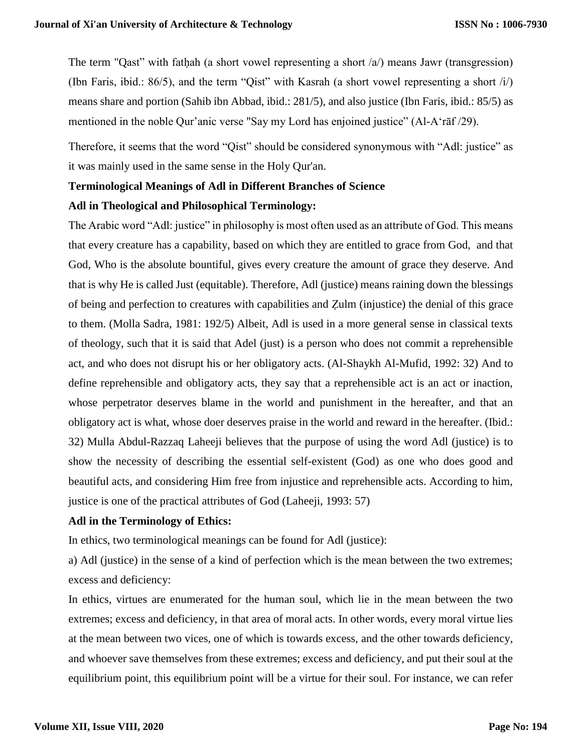The term "Qast" with fatḥah (a short vowel representing a short /a/) means Jawr (transgression) (Ibn Faris, ibid.: 86/5), and the term "Qist" with Kasrah (a short vowel representing a short /i/) means share and portion (Sahib ibn Abbad, ibid.: 281/5), and also justice (Ibn Faris, ibid.: 85/5) as mentioned in the noble Qur'anic verse "Say my Lord has enjoined justice" (Al-A'rāf /29).

Therefore, it seems that the word "Qist" should be considered synonymous with "Adl: justice" as it was mainly used in the same sense in the Holy Qur'an.

**Terminological Meanings of Adl in Different Branches of Science**

**Adl in Theological and Philosophical Terminology:**

The Arabic word "Adl: justice" in philosophy is most often used as an attribute of God. This means that every creature has a capability, based on which they are entitled to grace from God, and that God, Who is the absolute bountiful, gives every creature the amount of grace they deserve. And that is why He is called Just (equitable). Therefore, Adl (justice) means raining down the blessings of being and perfection to creatures with capabilities and Ẓulm (injustice) the denial of this grace to them. (Molla Sadra, 1981: 192/5) Albeit, Adl is used in a more general sense in classical texts of theology, such that it is said that Adel (just) is a person who does not commit a reprehensible act, and who does not disrupt his or her obligatory acts. (Al-Shaykh Al-Mufid, 1992: 32) And to define reprehensible and obligatory acts, they say that a reprehensible act is an act or inaction, whose perpetrator deserves blame in the world and punishment in the hereafter, and that an obligatory act is what, whose doer deserves praise in the world and reward in the hereafter. (Ibid.: 32) Mulla Abdul-Razzaq Laheeji believes that the purpose of using the word Adl (justice) is to show the necessity of describing the essential self-existent (God) as one who does good and beautiful acts, and considering Him free from injustice and reprehensible acts. According to him, justice is one of the practical attributes of God (Laheeji, 1993: 57)

**Adl in the Terminology of Ethics:**

In ethics, two terminological meanings can be found for Adl (justice):

a) Adl (justice) in the sense of a kind of perfection which is the mean between the two extremes; excess and deficiency:

In ethics, virtues are enumerated for the human soul, which lie in the mean between the two extremes; excess and deficiency, in that area of moral acts. In other words, every moral virtue lies at the mean between two vices, one of which is towards excess, and the other towards deficiency, and whoever save themselves from these extremes; excess and deficiency, and put their soul at the equilibrium point, this equilibrium point will be a virtue for their soul. For instance, we can refer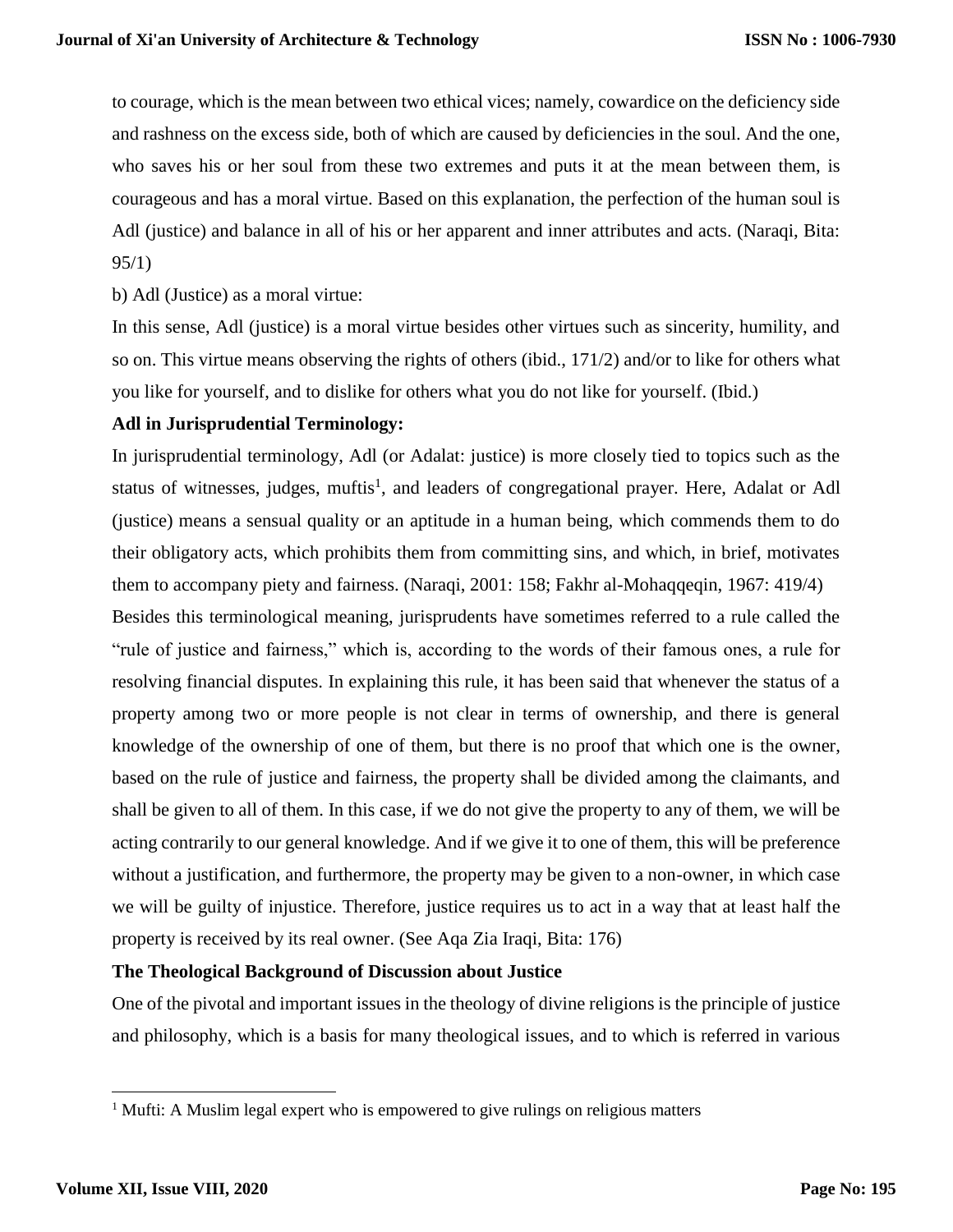to courage, which is the mean between two ethical vices; namely, cowardice on the deficiency side and rashness on the excess side, both of which are caused by deficiencies in the soul. And the one, who saves his or her soul from these two extremes and puts it at the mean between them, is courageous and has a moral virtue. Based on this explanation, the perfection of the human soul is Adl (justice) and balance in all of his or her apparent and inner attributes and acts. (Naraqi, Bita: 95/1)

b) Adl (Justice) as a moral virtue:

In this sense, Adl (justice) is a moral virtue besides other virtues such as sincerity, humility, and so on. This virtue means observing the rights of others (ibid., 171/2) and/or to like for others what you like for yourself, and to dislike for others what you do not like for yourself. (Ibid.)

**Adl in Jurisprudential Terminology:**

In jurisprudential terminology, Adl (or Adalat: justice) is more closely tied to topics such as the status of witnesses, judges, muftis[1], and leaders of congregational prayer. Here, Adalat or Adl (justice) means a sensual quality or an aptitude in a human being, which commends them to do their obligatory acts, which prohibits them from committing sins, and which, in brief, motivates them to accompany piety and fairness. (Naraqi, 2001: 158; Fakhr al-Mohaqqeqin, 1967: 419/4)

Besides this terminological meaning, jurisprudents have sometimes referred to a rule called the "rule of justice and fairness," which is, according to the words of their famous ones, a rule for resolving financial disputes. In explaining this rule, it has been said that whenever the status of a property among two or more people is not clear in terms of ownership, and there is general knowledge of the ownership of one of them, but there is no proof that which one is the owner, based on the rule of justice and fairness, the property shall be divided among the claimants, and shall be given to all of them. In this case, if we do not give the property to any of them, we will be acting contrarily to our general knowledge. And if we give it to one of them, this will be preference without a justification, and furthermore, the property may be given to a non-owner, in which case we will be guilty of injustice. Therefore, justice requires us to act in a way that at least half the property is received by its real owner. (See Aqa Zia Iraqi, Bita: 176)

**The Theological Background of Discussion about Justice**

One of the pivotal and important issues in the theology of divine religions is the principle of justice and philosophy, which is a basis for many theological issues, and to which is referred in various

[1] Mufti: A Muslim legal expert who is empowered to give rulings on religious matters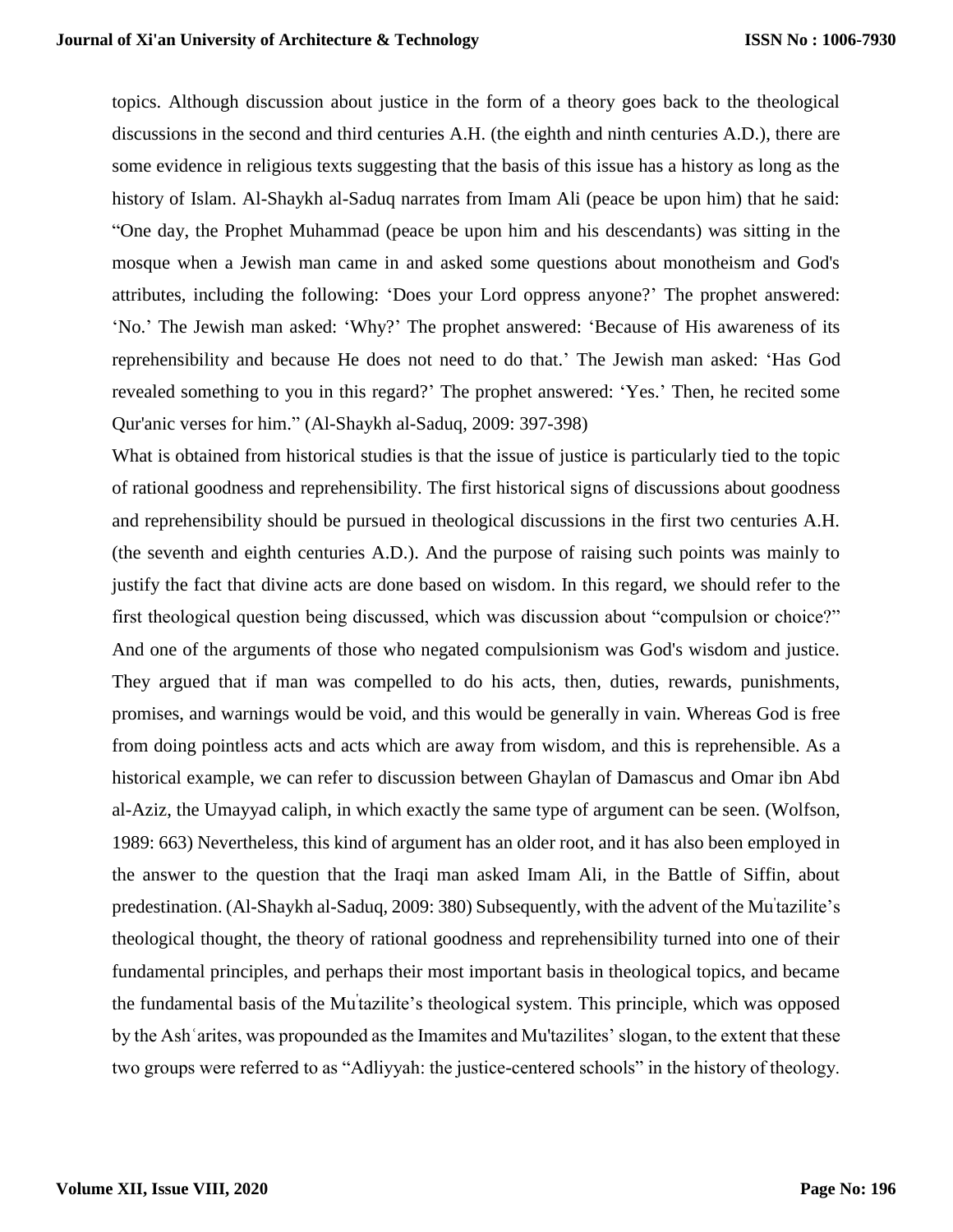topics. Although discussion about justice in the form of a theory goes back to the theological discussions in the second and third centuries A.H. (the eighth and ninth centuries A.D.), there are some evidence in religious texts suggesting that the basis of this issue has a history as long as the history of Islam. Al-Shaykh al-Saduq narrates from Imam Ali (peace be upon him) that he said: "One day, the Prophet Muhammad (peace be upon him and his descendants) was sitting in the mosque when a Jewish man came in and asked some questions about monotheism and God's attributes, including the following: 'Does your Lord oppress anyone?' The prophet answered: 'No.' The Jewish man asked: 'Why?' The prophet answered: 'Because of His awareness of its reprehensibility and because He does not need to do that.' The Jewish man asked: 'Has God revealed something to you in this regard?' The prophet answered: 'Yes.' Then, he recited some Qur'anic verses for him." (Al-Shaykh al-Saduq, 2009: 397-398)

What is obtained from historical studies is that the issue of justice is particularly tied to the topic of rational goodness and reprehensibility. The first historical signs of discussions about goodness and reprehensibility should be pursued in theological discussions in the first two centuries A.H. (the seventh and eighth centuries A.D.). And the purpose of raising such points was mainly to justify the fact that divine acts are done based on wisdom. In this regard, we should refer to the first theological question being discussed, which was discussion about "compulsion or choice?" And one of the arguments of those who negated compulsionism was God's wisdom and justice. They argued that if man was compelled to do his acts, then, duties, rewards, punishments, promises, and warnings would be void, and this would be generally in vain. Whereas God is free from doing pointless acts and acts which are away from wisdom, and this is reprehensible. As a historical example, we can refer to discussion between Ghaylan of Damascus and Omar ibn Abd al-Aziz, the Umayyad caliph, in which exactly the same type of argument can be seen. (Wolfson, 1989: 663) Nevertheless, this kind of argument has an older root, and it has also been employed in the answer to the question that the Iraqi man asked Imam Ali, in the Battle of Siffin, about predestination. (Al-Shaykh al-Saduq, 2009: 380) Subsequently, with the advent of the Muˈtazilite's theological thought, the theory of rational goodness and reprehensibility turned into one of their fundamental principles, and perhaps their most important basis in theological topics, and became the fundamental basis of the Muˈtazilite's theological system. This principle, which was opposed by the Ashʿarites, was propounded as the Imamites and Mu'tazilites' slogan, to the extent that these two groups were referred to as "Adliyyah: the justice-centered schools" in the history of theology.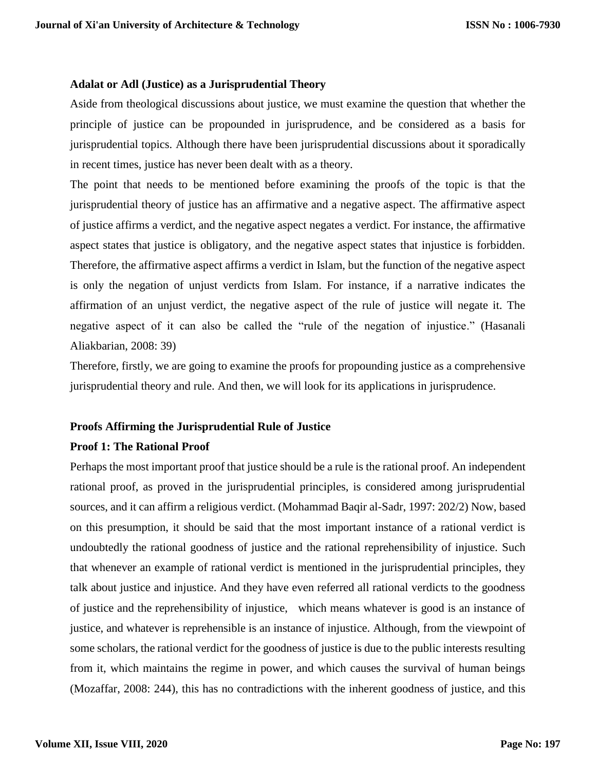**Adalat or Adl (Justice) as a Jurisprudential Theory**

Aside from theological discussions about justice, we must examine the question that whether the principle of justice can be propounded in jurisprudence, and be considered as a basis for jurisprudential topics. Although there have been jurisprudential discussions about it sporadically in recent times, justice has never been dealt with as a theory.

The point that needs to be mentioned before examining the proofs of the topic is that the jurisprudential theory of justice has an affirmative and a negative aspect. The affirmative aspect of justice affirms a verdict, and the negative aspect negates a verdict. For instance, the affirmative aspect states that justice is obligatory, and the negative aspect states that injustice is forbidden. Therefore, the affirmative aspect affirms a verdict in Islam, but the function of the negative aspect is only the negation of unjust verdicts from Islam. For instance, if a narrative indicates the affirmation of an unjust verdict, the negative aspect of the rule of justice will negate it. The negative aspect of it can also be called the "rule of the negation of injustice." (Hasanali Aliakbarian, 2008: 39)

Therefore, firstly, we are going to examine the proofs for propounding justice as a comprehensive jurisprudential theory and rule. And then, we will look for its applications in jurisprudence.

**Proofs Affirming the Jurisprudential Rule of Justice**

**Proof 1: The Rational Proof**

Perhaps the most important proof that justice should be a rule is the rational proof. An independent rational proof, as proved in the jurisprudential principles, is considered among jurisprudential sources, and it can affirm a religious verdict. (Mohammad Baqir al-Sadr, 1997: 202/2) Now, based on this presumption, it should be said that the most important instance of a rational verdict is undoubtedly the rational goodness of justice and the rational reprehensibility of injustice. Such that whenever an example of rational verdict is mentioned in the jurisprudential principles, they talk about justice and injustice. And they have even referred all rational verdicts to the goodness of justice and the reprehensibility of injustice, which means whatever is good is an instance of justice, and whatever is reprehensible is an instance of injustice. Although, from the viewpoint of some scholars, the rational verdict for the goodness of justice is due to the public interests resulting from it, which maintains the regime in power, and which causes the survival of human beings (Mozaffar, 2008: 244), this has no contradictions with the inherent goodness of justice, and this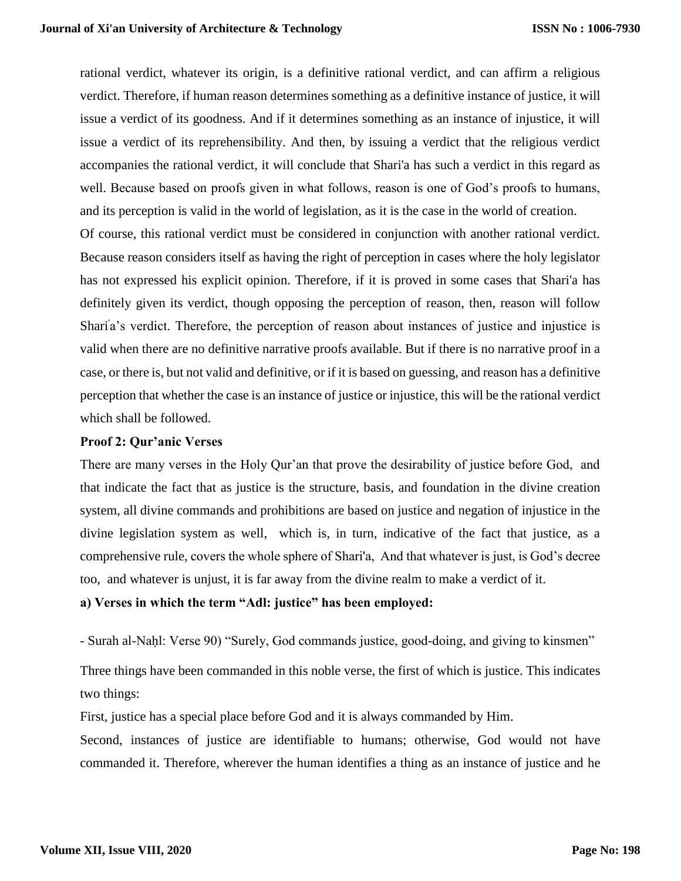rational verdict, whatever its origin, is a definitive rational verdict, and can affirm a religious verdict. Therefore, if human reason determines something as a definitive instance of justice, it will issue a verdict of its goodness. And if it determines something as an instance of injustice, it will issue a verdict of its reprehensibility. And then, by issuing a verdict that the religious verdict accompanies the rational verdict, it will conclude that Shari'a has such a verdict in this regard as well. Because based on proofs given in what follows, reason is one of God's proofs to humans, and its perception is valid in the world of legislation, as it is the case in the world of creation.

Of course, this rational verdict must be considered in conjunction with another rational verdict. Because reason considers itself as having the right of perception in cases where the holy legislator has not expressed his explicit opinion. Therefore, if it is proved in some cases that Shari'a has definitely given its verdict, though opposing the perception of reason, then, reason will follow Shari'a's verdict. Therefore, the perception of reason about instances of justice and injustice is valid when there are no definitive narrative proofs available. But if there is no narrative proof in a case, or there is, but not valid and definitive, or if it is based on guessing, and reason has a definitive perception that whether the case is an instance of justice or injustice, this will be the rational verdict which shall be followed.

**Proof 2: Qur'anic Verses**

There are many verses in the Holy Qur'an that prove the desirability of justice before God, and that indicate the fact that as justice is the structure, basis, and foundation in the divine creation system, all divine commands and prohibitions are based on justice and negation of injustice in the divine legislation system as well, which is, in turn, indicative of the fact that justice, as a comprehensive rule, covers the whole sphere of Shari'a, And that whatever is just, is God's decree too, and whatever is unjust, it is far away from the divine realm to make a verdict of it.

**a) Verses in which the term "Adl: justice" has been employed:**

- Surah al-Naḥl: Verse 90) "Surely, God commands justice, good-doing, and giving to kinsmen"

Three things have been commanded in this noble verse, the first of which is justice. This indicates two things:

First, justice has a special place before God and it is always commanded by Him.

Second, instances of justice are identifiable to humans; otherwise, God would not have commanded it. Therefore, wherever the human identifies a thing as an instance of justice and he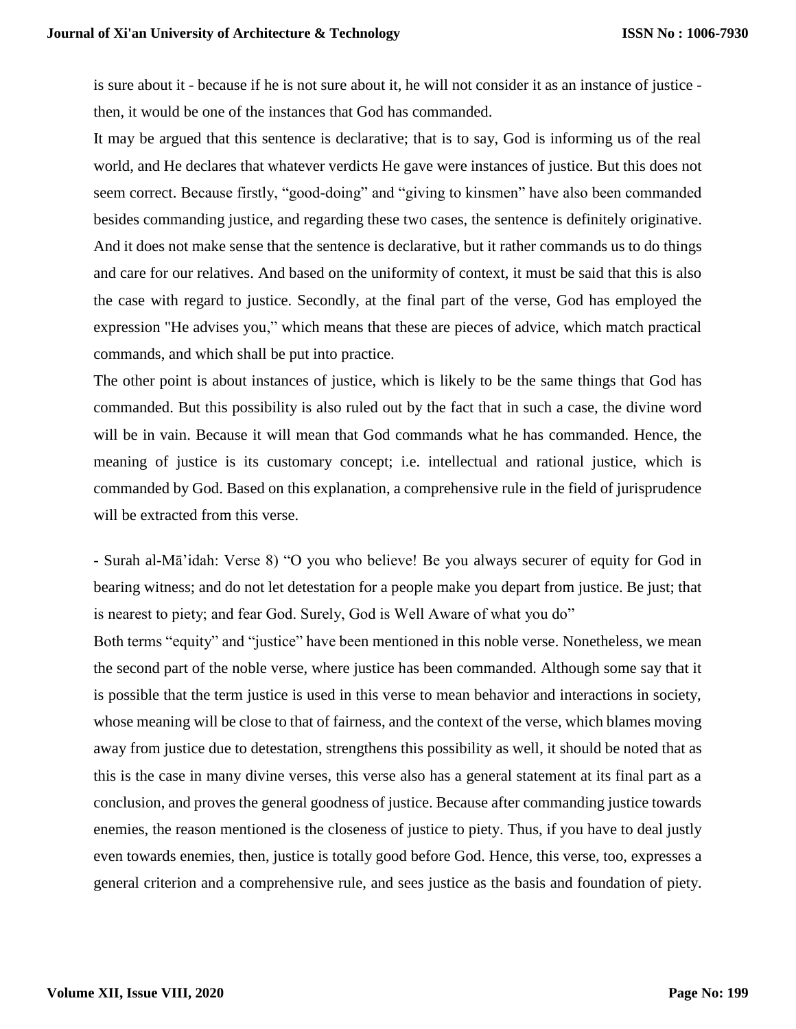is sure about it - because if he is not sure about it, he will not consider it as an instance of justice - then, it would be one of the instances that God has commanded.

It may be argued that this sentence is declarative; that is to say, God is informing us of the real world, and He declares that whatever verdicts He gave were instances of justice. But this does not seem correct. Because firstly, “good-doing” and “giving to kinsmen” have also been commanded besides commanding justice, and regarding these two cases, the sentence is definitely originative. And it does not make sense that the sentence is declarative, but it rather commands us to do things and care for our relatives. And based on the uniformity of context, it must be said that this is also the case with regard to justice. Secondly, at the final part of the verse, God has employed the expression "He advises you,” which means that these are pieces of advice, which match practical commands, and which shall be put into practice.

The other point is about instances of justice, which is likely to be the same things that God has commanded. But this possibility is also ruled out by the fact that in such a case, the divine word will be in vain. Because it will mean that God commands what he has commanded. Hence, the meaning of justice is its customary concept; i.e. intellectual and rational justice, which is commanded by God. Based on this explanation, a comprehensive rule in the field of jurisprudence will be extracted from this verse.

- Surah al-Mā’idah: Verse 8) “O you who believe! Be you always securer of equity for God in bearing witness; and do not let detestation for a people make you depart from justice. Be just; that is nearest to piety; and fear God. Surely, God is Well Aware of what you do”

Both terms “equity” and “justice” have been mentioned in this noble verse. Nonetheless, we mean the second part of the noble verse, where justice has been commanded. Although some say that it is possible that the term justice is used in this verse to mean behavior and interactions in society, whose meaning will be close to that of fairness, and the context of the verse, which blames moving away from justice due to detestation, strengthens this possibility as well, it should be noted that as this is the case in many divine verses, this verse also has a general statement at its final part as a conclusion, and proves the general goodness of justice. Because after commanding justice towards enemies, the reason mentioned is the closeness of justice to piety. Thus, if you have to deal justly even towards enemies, then, justice is totally good before God. Hence, this verse, too, expresses a general criterion and a comprehensive rule, and sees justice as the basis and foundation of piety.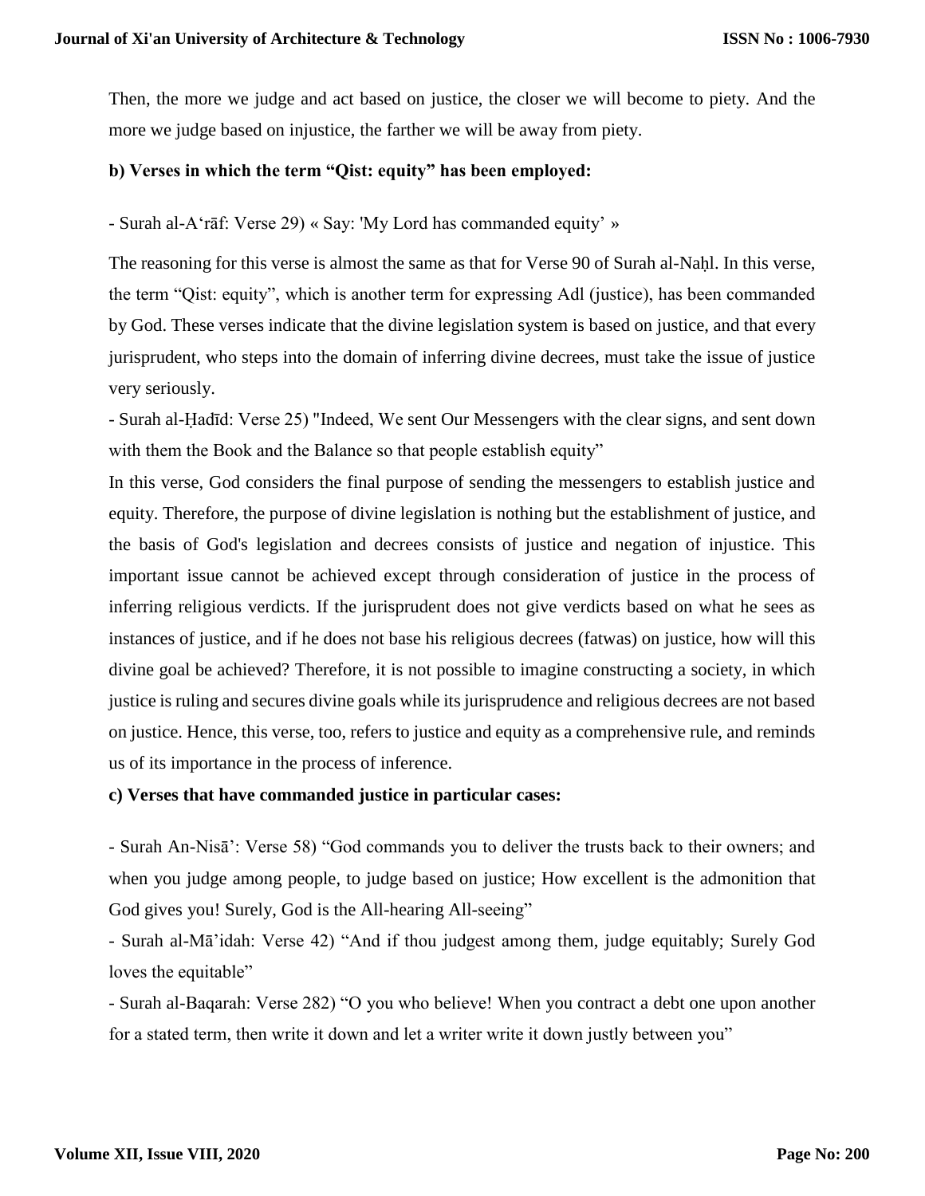Then, the more we judge and act based on justice, the closer we will become to piety. And the more we judge based on injustice, the farther we will be away from piety.

**b) Verses in which the term "Qist: equity" has been employed:**

- Surah al-A'rāf: Verse 29) « Say: 'My Lord has commanded equity' »

The reasoning for this verse is almost the same as that for Verse 90 of Surah al-Naḥl. In this verse, the term "Qist: equity", which is another term for expressing Adl (justice), has been commanded by God. These verses indicate that the divine legislation system is based on justice, and that every jurisprudent, who steps into the domain of inferring divine decrees, must take the issue of justice very seriously.

- Surah al-Ḥadīd: Verse 25) "Indeed, We sent Our Messengers with the clear signs, and sent down with them the Book and the Balance so that people establish equity"

In this verse, God considers the final purpose of sending the messengers to establish justice and equity. Therefore, the purpose of divine legislation is nothing but the establishment of justice, and the basis of God's legislation and decrees consists of justice and negation of injustice. This important issue cannot be achieved except through consideration of justice in the process of inferring religious verdicts. If the jurisprudent does not give verdicts based on what he sees as instances of justice, and if he does not base his religious decrees (fatwas) on justice, how will this divine goal be achieved? Therefore, it is not possible to imagine constructing a society, in which justice is ruling and secures divine goals while its jurisprudence and religious decrees are not based on justice. Hence, this verse, too, refers to justice and equity as a comprehensive rule, and reminds us of its importance in the process of inference.

**c) Verses that have commanded justice in particular cases:**

- Surah An-Nisā': Verse 58) "God commands you to deliver the trusts back to their owners; and when you judge among people, to judge based on justice; How excellent is the admonition that God gives you! Surely, God is the All-hearing All-seeing"

- Surah al-Mā'idah: Verse 42) "And if thou judgest among them, judge equitably; Surely God loves the equitable"

- Surah al-Baqarah: Verse 282) "O you who believe! When you contract a debt one upon another for a stated term, then write it down and let a writer write it down justly between you"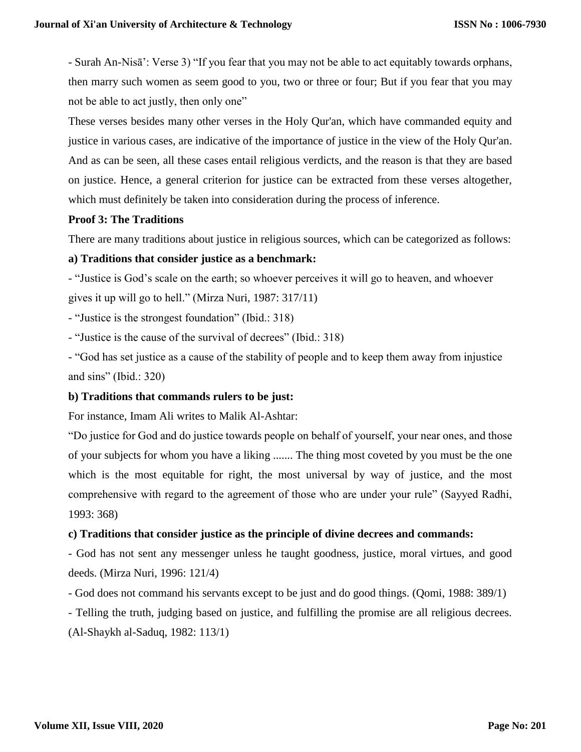- Surah An-Nisā’: Verse 3) “If you fear that you may not be able to act equitably towards orphans, then marry such women as seem good to you, two or three or four; But if you fear that you may not be able to act justly, then only one”

These verses besides many other verses in the Holy Qur'an, which have commanded equity and justice in various cases, are indicative of the importance of justice in the view of the Holy Qur'an. And as can be seen, all these cases entail religious verdicts, and the reason is that they are based on justice. Hence, a general criterion for justice can be extracted from these verses altogether, which must definitely be taken into consideration during the process of inference.

**Proof 3: The Traditions**

There are many traditions about justice in religious sources, which can be categorized as follows:

**a) Traditions that consider justice as a benchmark:**

- “Justice is God’s scale on the earth; so whoever perceives it will go to heaven, and whoever gives it up will go to hell.” (Mirza Nuri, 1987: 317/11)

- “Justice is the strongest foundation” (Ibid.: 318)

- “Justice is the cause of the survival of decrees” (Ibid.: 318)

- “God has set justice as a cause of the stability of people and to keep them away from injustice and sins” (Ibid.: 320)

**b) Traditions that commands rulers to be just:**

For instance, Imam Ali writes to Malik Al-Ashtar:

“Do justice for God and do justice towards people on behalf of yourself, your near ones, and those of your subjects for whom you have a liking ....... The thing most coveted by you must be the one which is the most equitable for right, the most universal by way of justice, and the most comprehensive with regard to the agreement of those who are under your rule” (Sayyed Radhi, 1993: 368)

**c) Traditions that consider justice as the principle of divine decrees and commands:**

- God has not sent any messenger unless he taught goodness, justice, moral virtues, and good deeds. (Mirza Nuri, 1996: 121/4)

- God does not command his servants except to be just and do good things. (Qomi, 1988: 389/1)

- Telling the truth, judging based on justice, and fulfilling the promise are all religious decrees. (Al-Shaykh al-Saduq, 1982: 113/1)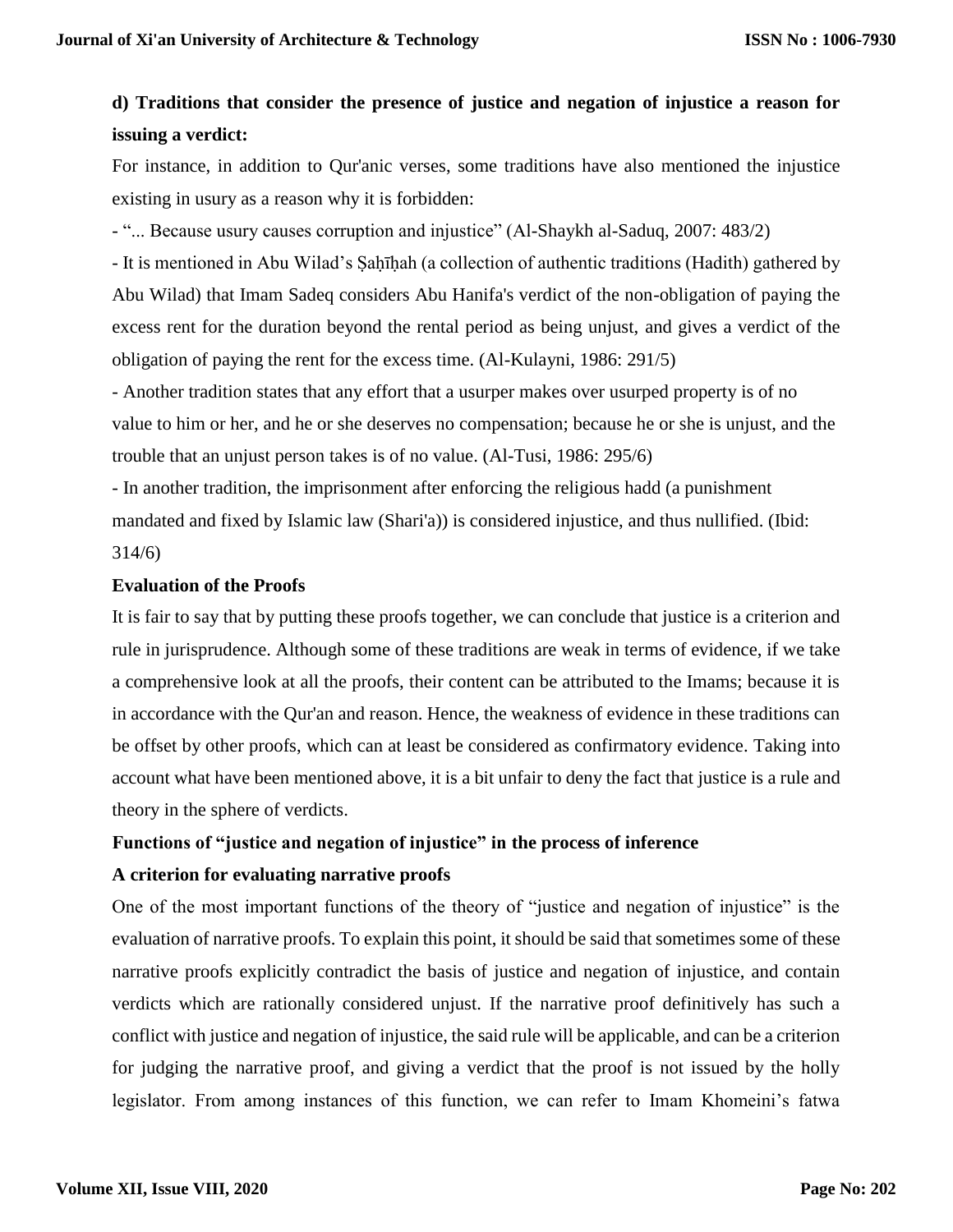**d) Traditions that consider the presence of justice and negation of injustice a reason for issuing a verdict:**

For instance, in addition to Qur'anic verses, some traditions have also mentioned the injustice existing in usury as a reason why it is forbidden:

- "... Because usury causes corruption and injustice" (Al-Shaykh al-Saduq, 2007: 483/2)
- It is mentioned in Abu Wilad's Ṣaḥīḥah (a collection of authentic traditions (Hadith) gathered by Abu Wilad) that Imam Sadeq considers Abu Hanifa's verdict of the non-obligation of paying the excess rent for the duration beyond the rental period as being unjust, and gives a verdict of the obligation of paying the rent for the excess time. (Al-Kulayni, 1986: 291/5)
- Another tradition states that any effort that a usurper makes over usurped property is of no value to him or her, and he or she deserves no compensation; because he or she is unjust, and the trouble that an unjust person takes is of no value. (Al-Tusi, 1986: 295/6)
- In another tradition, the imprisonment after enforcing the religious hadd (a punishment mandated and fixed by Islamic law (Shari'a)) is considered injustice, and thus nullified. (Ibid: 314/6)

**Evaluation of the Proofs**

It is fair to say that by putting these proofs together, we can conclude that justice is a criterion and rule in jurisprudence. Although some of these traditions are weak in terms of evidence, if we take a comprehensive look at all the proofs, their content can be attributed to the Imams; because it is in accordance with the Qur'an and reason. Hence, the weakness of evidence in these traditions can be offset by other proofs, which can at least be considered as confirmatory evidence. Taking into account what have been mentioned above, it is a bit unfair to deny the fact that justice is a rule and theory in the sphere of verdicts.

**Functions of "justice and negation of injustice" in the process of inference**

**A criterion for evaluating narrative proofs**

One of the most important functions of the theory of "justice and negation of injustice" is the evaluation of narrative proofs. To explain this point, it should be said that sometimes some of these narrative proofs explicitly contradict the basis of justice and negation of injustice, and contain verdicts which are rationally considered unjust. If the narrative proof definitively has such a conflict with justice and negation of injustice, the said rule will be applicable, and can be a criterion for judging the narrative proof, and giving a verdict that the proof is not issued by the holly legislator. From among instances of this function, we can refer to Imam Khomeini's fatwa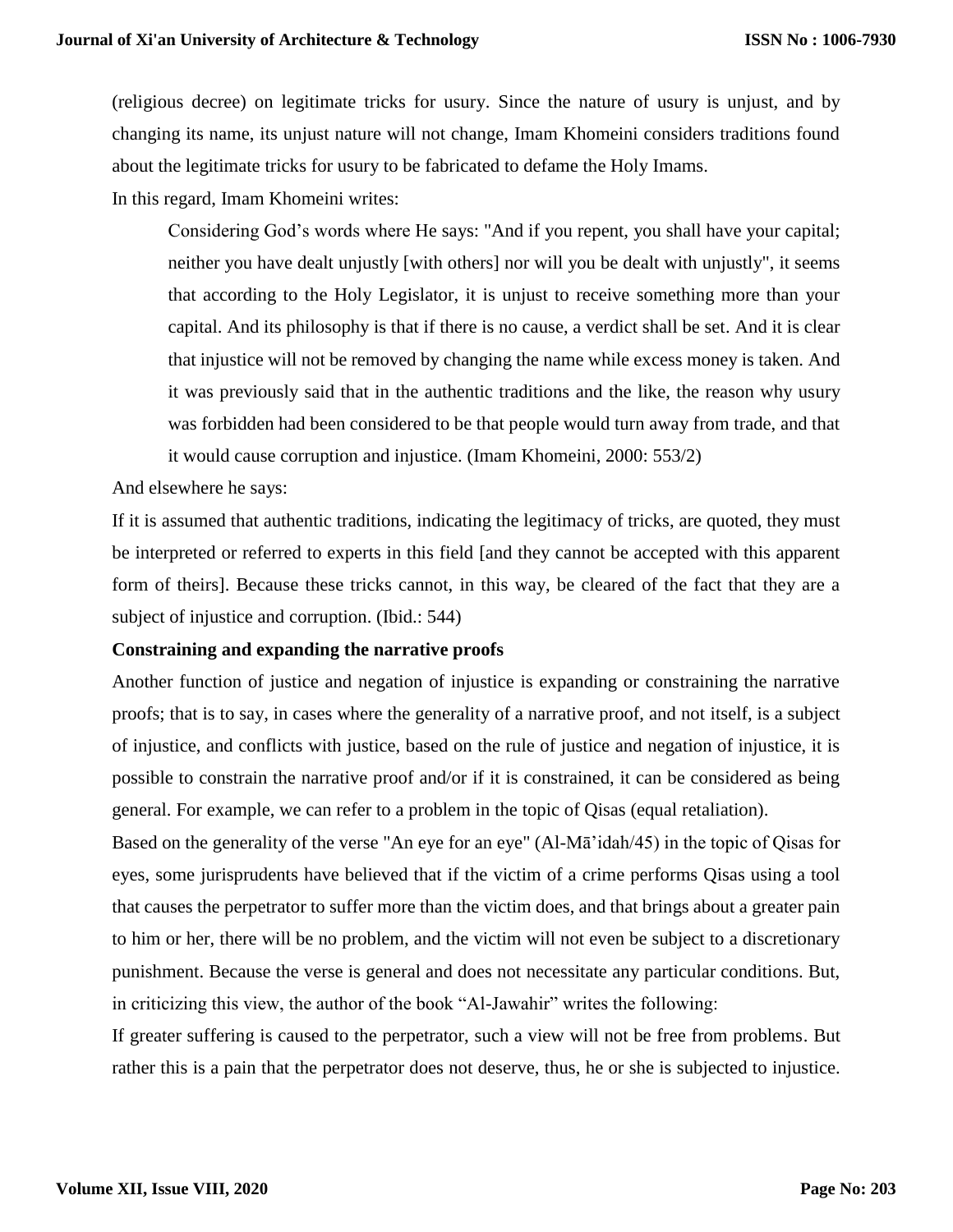(religious decree) on legitimate tricks for usury. Since the nature of usury is unjust, and by changing its name, its unjust nature will not change, Imam Khomeini considers traditions found about the legitimate tricks for usury to be fabricated to defame the Holy Imams.

In this regard, Imam Khomeini writes:

> Considering God's words where He says: "And if you repent, you shall have your capital; neither you have dealt unjustly [with others] nor will you be dealt with unjustly", it seems that according to the Holy Legislator, it is unjust to receive something more than your capital. And its philosophy is that if there is no cause, a verdict shall be set. And it is clear that injustice will not be removed by changing the name while excess money is taken. And it was previously said that in the authentic traditions and the like, the reason why usury was forbidden had been considered to be that people would turn away from trade, and that it would cause corruption and injustice. (Imam Khomeini, 2000: 553/2)

And elsewhere he says:

If it is assumed that authentic traditions, indicating the legitimacy of tricks, are quoted, they must be interpreted or referred to experts in this field [and they cannot be accepted with this apparent form of theirs]. Because these tricks cannot, in this way, be cleared of the fact that they are a subject of injustice and corruption. (Ibid.: 544)

**Constraining and expanding the narrative proofs**

Another function of justice and negation of injustice is expanding or constraining the narrative proofs; that is to say, in cases where the generality of a narrative proof, and not itself, is a subject of injustice, and conflicts with justice, based on the rule of justice and negation of injustice, it is possible to constrain the narrative proof and/or if it is constrained, it can be considered as being general. For example, we can refer to a problem in the topic of Qisas (equal retaliation).

Based on the generality of the verse "An eye for an eye" (Al-Mā'idah/45) in the topic of Qisas for eyes, some jurisprudents have believed that if the victim of a crime performs Qisas using a tool that causes the perpetrator to suffer more than the victim does, and that brings about a greater pain to him or her, there will be no problem, and the victim will not even be subject to a discretionary punishment. Because the verse is general and does not necessitate any particular conditions. But, in criticizing this view, the author of the book "Al-Jawahir" writes the following:

If greater suffering is caused to the perpetrator, such a view will not be free from problems. But rather this is a pain that the perpetrator does not deserve, thus, he or she is subjected to injustice.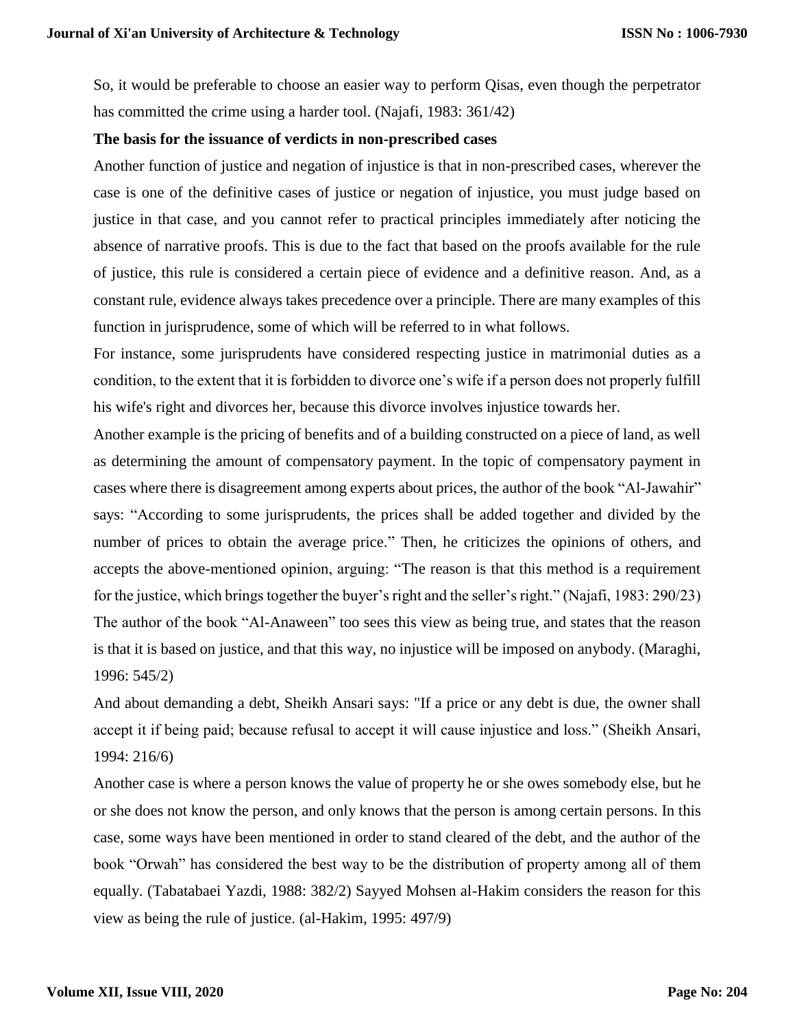So, it would be preferable to choose an easier way to perform Qisas, even though the perpetrator has committed the crime using a harder tool. (Najafi, 1983: 361/42)

**The basis for the issuance of verdicts in non-prescribed cases**

Another function of justice and negation of injustice is that in non-prescribed cases, wherever the case is one of the definitive cases of justice or negation of injustice, you must judge based on justice in that case, and you cannot refer to practical principles immediately after noticing the absence of narrative proofs. This is due to the fact that based on the proofs available for the rule of justice, this rule is considered a certain piece of evidence and a definitive reason. And, as a constant rule, evidence always takes precedence over a principle. There are many examples of this function in jurisprudence, some of which will be referred to in what follows.

For instance, some jurisprudents have considered respecting justice in matrimonial duties as a condition, to the extent that it is forbidden to divorce one's wife if a person does not properly fulfill his wife's right and divorces her, because this divorce involves injustice towards her.

Another example is the pricing of benefits and of a building constructed on a piece of land, as well as determining the amount of compensatory payment. In the topic of compensatory payment in cases where there is disagreement among experts about prices, the author of the book "Al-Jawahir" says: "According to some jurisprudents, the prices shall be added together and divided by the number of prices to obtain the average price." Then, he criticizes the opinions of others, and accepts the above-mentioned opinion, arguing: "The reason is that this method is a requirement for the justice, which brings together the buyer's right and the seller's right." (Najafi, 1983: 290/23) The author of the book "Al-Anaween" too sees this view as being true, and states that the reason is that it is based on justice, and that this way, no injustice will be imposed on anybody. (Maraghi, 1996: 545/2)

And about demanding a debt, Sheikh Ansari says: "If a price or any debt is due, the owner shall accept it if being paid; because refusal to accept it will cause injustice and loss." (Sheikh Ansari, 1994: 216/6)

Another case is where a person knows the value of property he or she owes somebody else, but he or she does not know the person, and only knows that the person is among certain persons. In this case, some ways have been mentioned in order to stand cleared of the debt, and the author of the book "Orwah" has considered the best way to be the distribution of property among all of them equally. (Tabatabaei Yazdi, 1988: 382/2) Sayyed Mohsen al-Hakim considers the reason for this view as being the rule of justice. (al-Hakim, 1995: 497/9)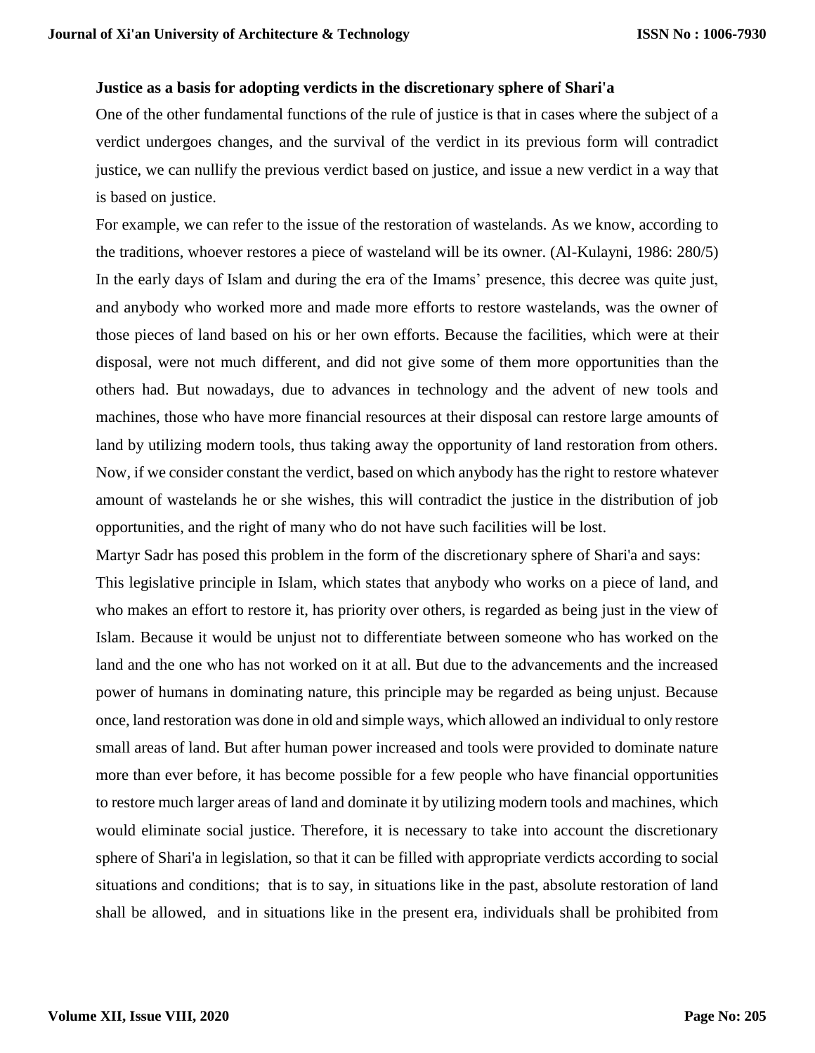**Justice as a basis for adopting verdicts in the discretionary sphere of Shari'a**

One of the other fundamental functions of the rule of justice is that in cases where the subject of a verdict undergoes changes, and the survival of the verdict in its previous form will contradict justice, we can nullify the previous verdict based on justice, and issue a new verdict in a way that is based on justice.

For example, we can refer to the issue of the restoration of wastelands. As we know, according to the traditions, whoever restores a piece of wasteland will be its owner. (Al-Kulayni, 1986: 280/5) In the early days of Islam and during the era of the Imams' presence, this decree was quite just, and anybody who worked more and made more efforts to restore wastelands, was the owner of those pieces of land based on his or her own efforts. Because the facilities, which were at their disposal, were not much different, and did not give some of them more opportunities than the others had. But nowadays, due to advances in technology and the advent of new tools and machines, those who have more financial resources at their disposal can restore large amounts of land by utilizing modern tools, thus taking away the opportunity of land restoration from others. Now, if we consider constant the verdict, based on which anybody has the right to restore whatever amount of wastelands he or she wishes, this will contradict the justice in the distribution of job opportunities, and the right of many who do not have such facilities will be lost.

Martyr Sadr has posed this problem in the form of the discretionary sphere of Shari'a and says:

This legislative principle in Islam, which states that anybody who works on a piece of land, and who makes an effort to restore it, has priority over others, is regarded as being just in the view of Islam. Because it would be unjust not to differentiate between someone who has worked on the land and the one who has not worked on it at all. But due to the advancements and the increased power of humans in dominating nature, this principle may be regarded as being unjust. Because once, land restoration was done in old and simple ways, which allowed an individual to only restore small areas of land. But after human power increased and tools were provided to dominate nature more than ever before, it has become possible for a few people who have financial opportunities to restore much larger areas of land and dominate it by utilizing modern tools and machines, which would eliminate social justice. Therefore, it is necessary to take into account the discretionary sphere of Shari'a in legislation, so that it can be filled with appropriate verdicts according to social situations and conditions; that is to say, in situations like in the past, absolute restoration of land shall be allowed, and in situations like in the present era, individuals shall be prohibited from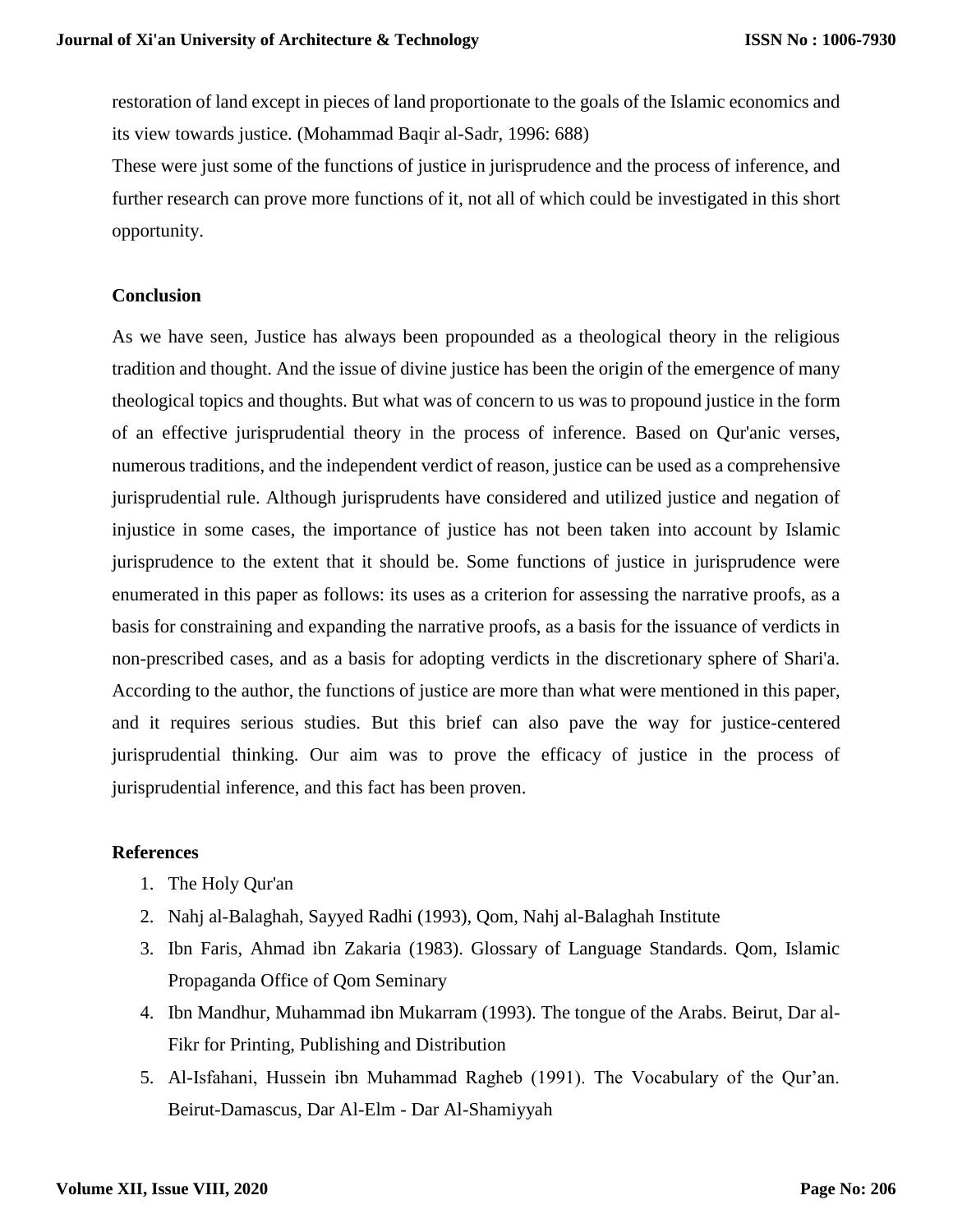restoration of land except in pieces of land proportionate to the goals of the Islamic economics and its view towards justice. (Mohammad Baqir al-Sadr, 1996: 688)

These were just some of the functions of justice in jurisprudence and the process of inference, and further research can prove more functions of it, not all of which could be investigated in this short opportunity.

## Conclusion

As we have seen, Justice has always been propounded as a theological theory in the religious tradition and thought. And the issue of divine justice has been the origin of the emergence of many theological topics and thoughts. But what was of concern to us was to propound justice in the form of an effective jurisprudential theory in the process of inference. Based on Qur'anic verses, numerous traditions, and the independent verdict of reason, justice can be used as a comprehensive jurisprudential rule. Although jurisprudents have considered and utilized justice and negation of injustice in some cases, the importance of justice has not been taken into account by Islamic jurisprudence to the extent that it should be. Some functions of justice in jurisprudence were enumerated in this paper as follows: its uses as a criterion for assessing the narrative proofs, as a basis for constraining and expanding the narrative proofs, as a basis for the issuance of verdicts in non-prescribed cases, and as a basis for adopting verdicts in the discretionary sphere of Shari'a. According to the author, the functions of justice are more than what were mentioned in this paper, and it requires serious studies. But this brief can also pave the way for justice-centered jurisprudential thinking. Our aim was to prove the efficacy of justice in the process of jurisprudential inference, and this fact has been proven.

## References

1. The Holy Qur'an
2. Nahj al-Balaghah, Sayyed Radhi (1993), Qom, Nahj al-Balaghah Institute
3. Ibn Faris, Ahmad ibn Zakaria (1983). Glossary of Language Standards. Qom, Islamic Propaganda Office of Qom Seminary
4. Ibn Mandhur, Muhammad ibn Mukarram (1993). The tongue of the Arabs. Beirut, Dar al-Fikr for Printing, Publishing and Distribution
5. Al-Isfahani, Hussein ibn Muhammad Ragheb (1991). The Vocabulary of the Qur’an. Beirut-Damascus, Dar Al-Elm - Dar Al-Shamiyyah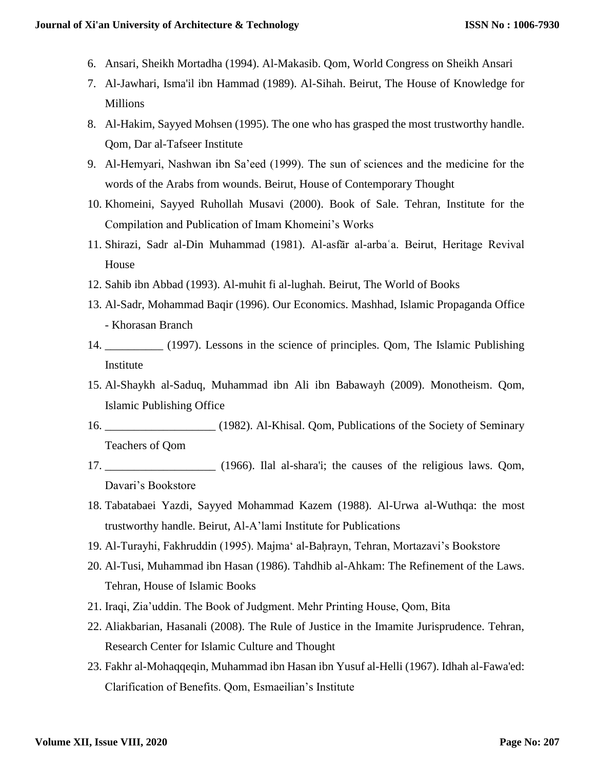6. Ansari, Sheikh Mortadha (1994). Al-Makasib. Qom, World Congress on Sheikh Ansari
7. Al-Jawhari, Isma'il ibn Hammad (1989). Al-Sihah. Beirut, The House of Knowledge for Millions
8. Al-Hakim, Sayyed Mohsen (1995). The one who has grasped the most trustworthy handle. Qom, Dar al-Tafseer Institute
9. Al-Hemyari, Nashwan ibn Sa'eed (1999). The sun of sciences and the medicine for the words of the Arabs from wounds. Beirut, House of Contemporary Thought
10. Khomeini, Sayyed Ruhollah Musavi (2000). Book of Sale. Tehran, Institute for the Compilation and Publication of Imam Khomeini's Works
11. Shirazi, Sadr al-Din Muhammad (1981). Al-asfār al-arbaʿa. Beirut, Heritage Revival House
12. Sahib ibn Abbad (1993). Al-muhit fi al-lughah. Beirut, The World of Books
13. Al-Sadr, Mohammad Baqir (1996). Our Economics. Mashhad, Islamic Propaganda Office - Khorasan Branch
14. __________ (1997). Lessons in the science of principles. Qom, The Islamic Publishing Institute
15. Al-Shaykh al-Saduq, Muhammad ibn Ali ibn Babawayh (2009). Monotheism. Qom, Islamic Publishing Office
16. ___________________ (1982). Al-Khisal. Qom, Publications of the Society of Seminary Teachers of Qom
17. ___________________ (1966). Ilal al-shara'i; the causes of the religious laws. Qom, Davari's Bookstore
18. Tabatabaei Yazdi, Sayyed Mohammad Kazem (1988). Al-Urwa al-Wuthqa: the most trustworthy handle. Beirut, Al-A'lami Institute for Publications
19. Al-Turayhi, Fakhruddin (1995). Majmaʻ al-Baḥrayn, Tehran, Mortazavi's Bookstore
20. Al-Tusi, Muhammad ibn Hasan (1986). Tahdhib al-Ahkam: The Refinement of the Laws. Tehran, House of Islamic Books
21. Iraqi, Zia'uddin. The Book of Judgment. Mehr Printing House, Qom, Bita
22. Aliakbarian, Hasanali (2008). The Rule of Justice in the Imamite Jurisprudence. Tehran, Research Center for Islamic Culture and Thought
23. Fakhr al-Mohaqqeqin, Muhammad ibn Hasan ibn Yusuf al-Helli (1967). Idhah al-Fawa'ed: Clarification of Benefits. Qom, Esmaeilian's Institute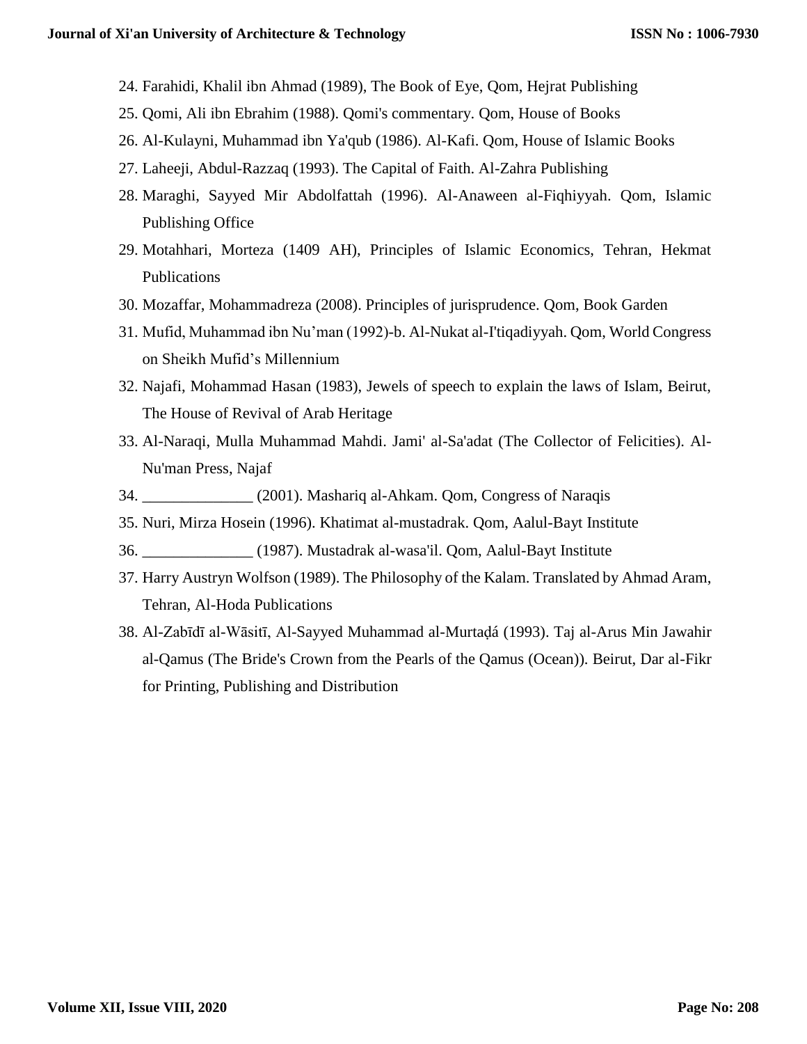24. Farahidi, Khalil ibn Ahmad (1989), The Book of Eye, Qom, Hejrat Publishing
25. Qomi, Ali ibn Ebrahim (1988). Qomi's commentary. Qom, House of Books
26. Al-Kulayni, Muhammad ibn Ya'qub (1986). Al-Kafi. Qom, House of Islamic Books
27. Laheeji, Abdul-Razzaq (1993). The Capital of Faith. Al-Zahra Publishing
28. Maraghi, Sayyed Mir Abdolfattah (1996). Al-Anaween al-Fiqhiyyah. Qom, Islamic Publishing Office
29. Motahhari, Morteza (1409 AH), Principles of Islamic Economics, Tehran, Hekmat Publications
30. Mozaffar, Mohammadreza (2008). Principles of jurisprudence. Qom, Book Garden
31. Mufid, Muhammad ibn Nu'man (1992)-b. Al-Nukat al-I'tiqadiyyah. Qom, World Congress on Sheikh Mufid's Millennium
32. Najafi, Mohammad Hasan (1983), Jewels of speech to explain the laws of Islam, Beirut, The House of Revival of Arab Heritage
33. Al-Naraqi, Mulla Muhammad Mahdi. Jami' al-Sa'adat (The Collector of Felicities). Al-Nu'man Press, Najaf
34. ______________ (2001). Mashariq al-Ahkam. Qom, Congress of Naraqis
35. Nuri, Mirza Hosein (1996). Khatimat al-mustadrak. Qom, Aalul-Bayt Institute
36. ______________ (1987). Mustadrak al-wasa'il. Qom, Aalul-Bayt Institute
37. Harry Austryn Wolfson (1989). The Philosophy of the Kalam. Translated by Ahmad Aram, Tehran, Al-Hoda Publications
38. Al-Zabīdī al-Wāsitī, Al-Sayyed Muhammad al-Murtaḍá (1993). Taj al-Arus Min Jawahir al-Qamus (The Bride's Crown from the Pearls of the Qamus (Ocean)). Beirut, Dar al-Fikr for Printing, Publishing and Distribution